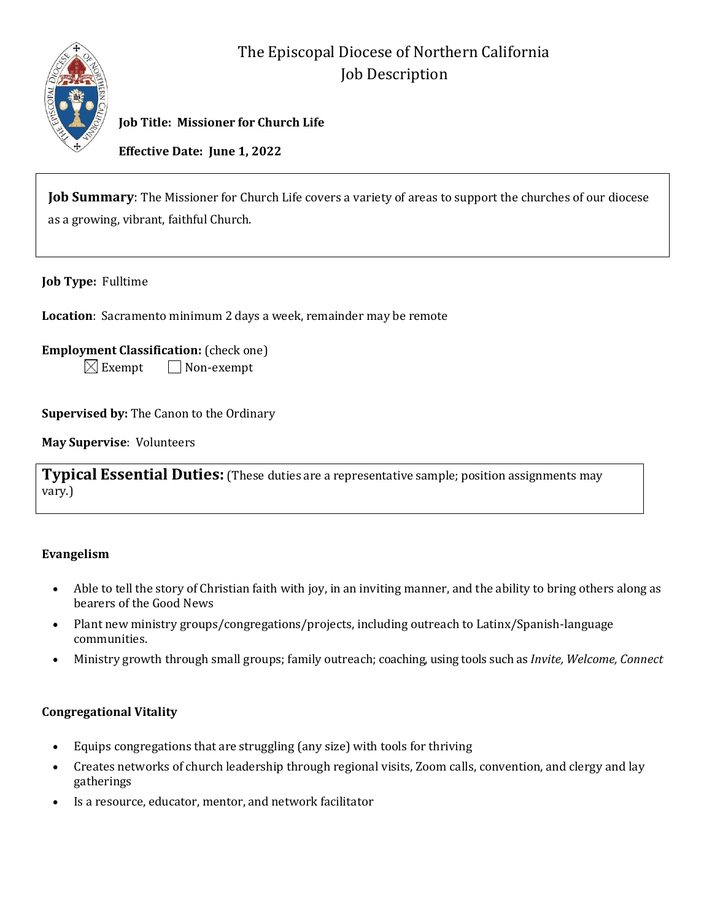# The Episcopal Diocese of Northern California
## Job Description

**Job Title: Missioner for Church Life**

**Effective Date: June 1, 2022**

**Job Summary**: The Missioner for Church Life covers a variety of areas to support the churches of our diocese as a growing, vibrant, faithful Church.

**Job Type:** Fulltime

**Location**: Sacramento minimum 2 days a week, remainder may be remote

**Employment Classification:** (check one)

☒ Exempt ☐ Non-exempt

**Supervised by:** The Canon to the Ordinary

**May Supervise**: Volunteers

## Typical Essential Duties: (These duties are a representative sample; position assignments may vary.)

### Evangelism

- Able to tell the story of Christian faith with joy, in an inviting manner, and the ability to bring others along as bearers of the Good News
- Plant new ministry groups/congregations/projects, including outreach to Latinx/Spanish-language communities.
- Ministry growth through small groups; family outreach; coaching, using tools such as *Invite, Welcome, Connect*

### Congregational Vitality

- Equips congregations that are struggling (any size) with tools for thriving
- Creates networks of church leadership through regional visits, Zoom calls, convention, and clergy and lay gatherings
- Is a resource, educator, mentor, and network facilitator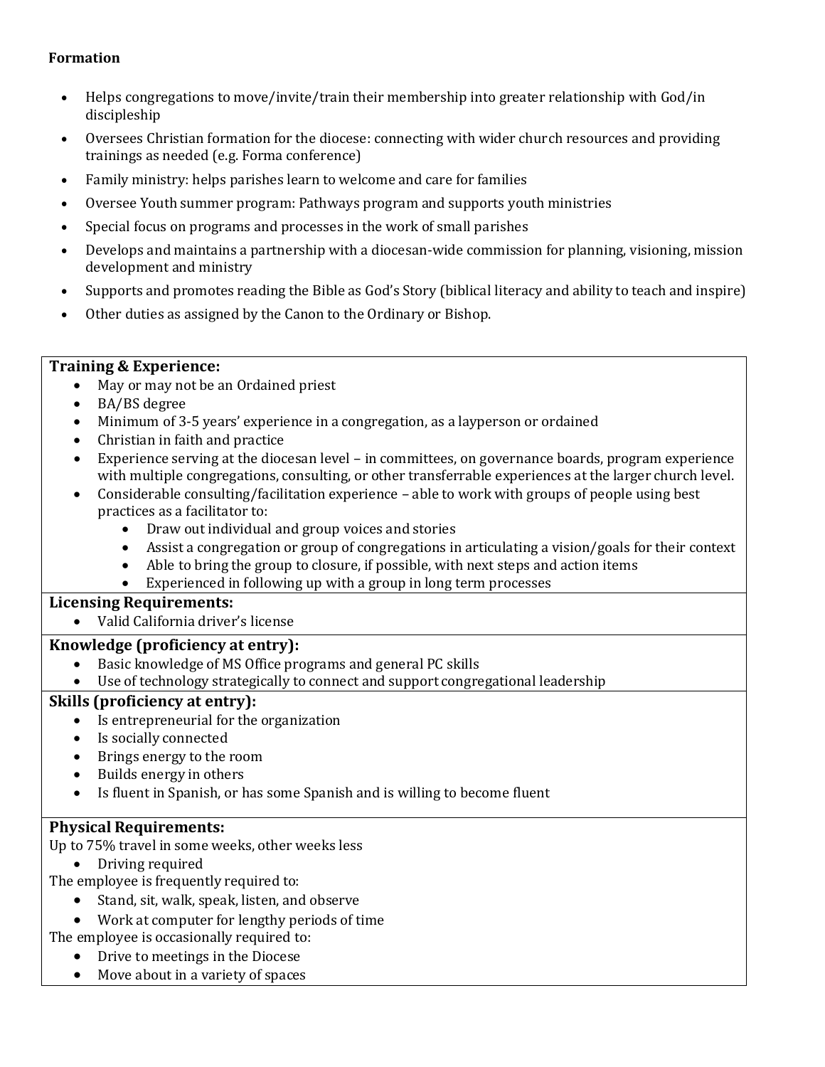**Formation**

- Helps congregations to move/invite/train their membership into greater relationship with God/in discipleship
- Oversees Christian formation for the diocese: connecting with wider church resources and providing trainings as needed (e.g. Forma conference)
- Family ministry: helps parishes learn to welcome and care for families
- Oversee Youth summer program: Pathways program and supports youth ministries
- Special focus on programs and processes in the work of small parishes
- Develops and maintains a partnership with a diocesan-wide commission for planning, visioning, mission development and ministry
- Supports and promotes reading the Bible as God's Story (biblical literacy and ability to teach and inspire)
- Other duties as assigned by the Canon to the Ordinary or Bishop.

**Training & Experience:**

- May or may not be an Ordained priest
- BA/BS degree
- Minimum of 3-5 years' experience in a congregation, as a layperson or ordained
- Christian in faith and practice
- Experience serving at the diocesan level – in committees, on governance boards, program experience with multiple congregations, consulting, or other transferrable experiences at the larger church level.
- Considerable consulting/facilitation experience – able to work with groups of people using best practices as a facilitator to:
  - Draw out individual and group voices and stories
  - Assist a congregation or group of congregations in articulating a vision/goals for their context
  - Able to bring the group to closure, if possible, with next steps and action items
  - Experienced in following up with a group in long term processes

**Licensing Requirements:**

- Valid California driver's license

**Knowledge (proficiency at entry):**

- Basic knowledge of MS Office programs and general PC skills
- Use of technology strategically to connect and support congregational leadership

**Skills (proficiency at entry):**

- Is entrepreneurial for the organization
- Is socially connected
- Brings energy to the room
- Builds energy in others
- Is fluent in Spanish, or has some Spanish and is willing to become fluent

**Physical Requirements:**

Up to 75% travel in some weeks, other weeks less

- Driving required

The employee is frequently required to:

- Stand, sit, walk, speak, listen, and observe
- Work at computer for lengthy periods of time

The employee is occasionally required to:

- Drive to meetings in the Diocese
- Move about in a variety of spaces